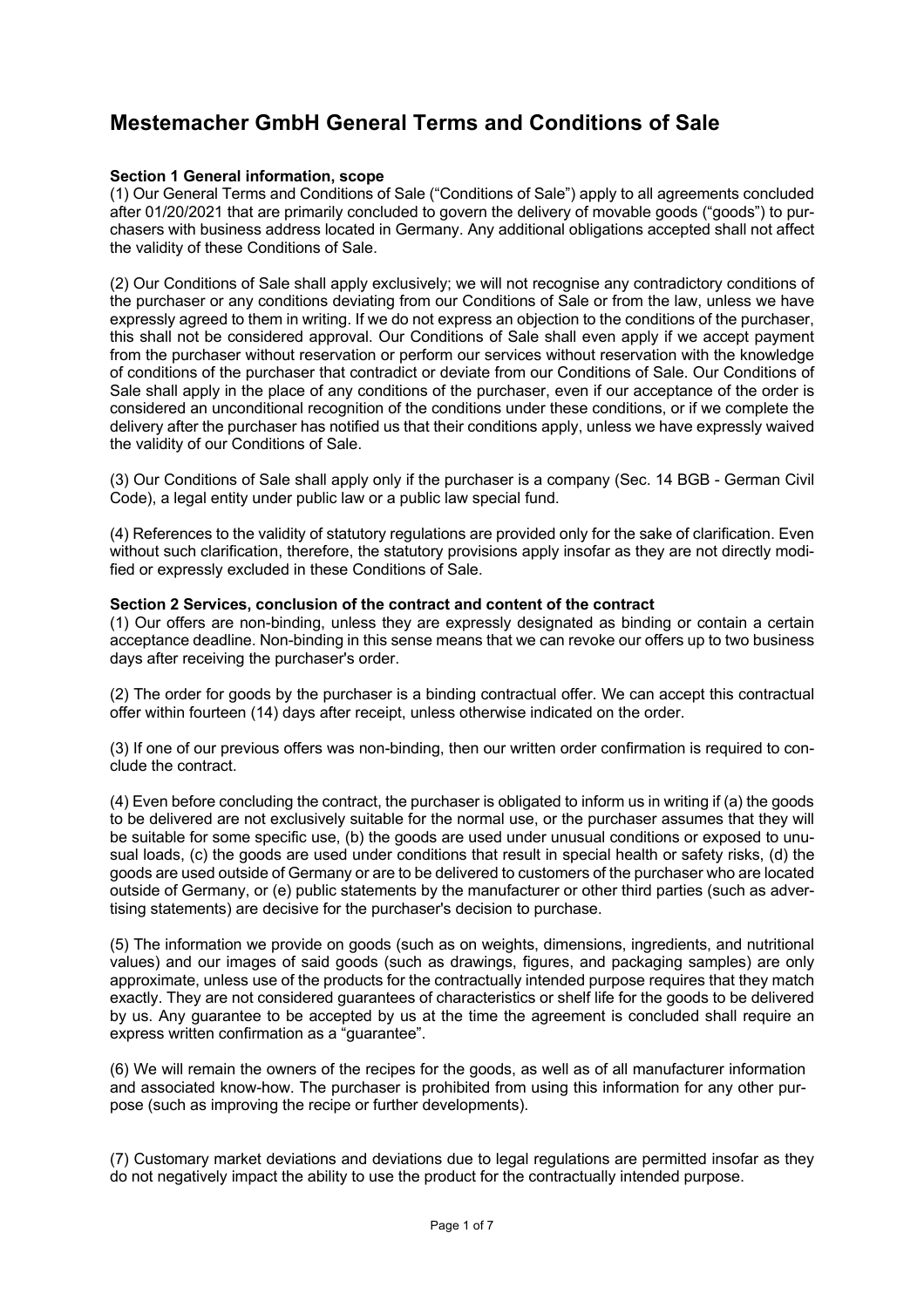# Mestemacher GmbH General Terms and Conditions of Sale

**Section 1 General information, scope**

(1) Our General Terms and Conditions of Sale ("Conditions of Sale") apply to all agreements concluded after 01/20/2021 that are primarily concluded to govern the delivery of movable goods ("goods") to purchasers with business address located in Germany. Any additional obligations accepted shall not affect the validity of these Conditions of Sale.

(2) Our Conditions of Sale shall apply exclusively; we will not recognise any contradictory conditions of the purchaser or any conditions deviating from our Conditions of Sale or from the law, unless we have expressly agreed to them in writing. If we do not express an objection to the conditions of the purchaser, this shall not be considered approval. Our Conditions of Sale shall even apply if we accept payment from the purchaser without reservation or perform our services without reservation with the knowledge of conditions of the purchaser that contradict or deviate from our Conditions of Sale. Our Conditions of Sale shall apply in the place of any conditions of the purchaser, even if our acceptance of the order is considered an unconditional recognition of the conditions under these conditions, or if we complete the delivery after the purchaser has notified us that their conditions apply, unless we have expressly waived the validity of our Conditions of Sale.

(3) Our Conditions of Sale shall apply only if the purchaser is a company (Sec. 14 BGB - German Civil Code), a legal entity under public law or a public law special fund.

(4) References to the validity of statutory regulations are provided only for the sake of clarification. Even without such clarification, therefore, the statutory provisions apply insofar as they are not directly modified or expressly excluded in these Conditions of Sale.

**Section 2 Services, conclusion of the contract and content of the contract**

(1) Our offers are non-binding, unless they are expressly designated as binding or contain a certain acceptance deadline. Non-binding in this sense means that we can revoke our offers up to two business days after receiving the purchaser's order.

(2) The order for goods by the purchaser is a binding contractual offer. We can accept this contractual offer within fourteen (14) days after receipt, unless otherwise indicated on the order.

(3) If one of our previous offers was non-binding, then our written order confirmation is required to conclude the contract.

(4) Even before concluding the contract, the purchaser is obligated to inform us in writing if (a) the goods to be delivered are not exclusively suitable for the normal use, or the purchaser assumes that they will be suitable for some specific use, (b) the goods are used under unusual conditions or exposed to unusual loads, (c) the goods are used under conditions that result in special health or safety risks, (d) the goods are used outside of Germany or are to be delivered to customers of the purchaser who are located outside of Germany, or (e) public statements by the manufacturer or other third parties (such as advertising statements) are decisive for the purchaser's decision to purchase.

(5) The information we provide on goods (such as on weights, dimensions, ingredients, and nutritional values) and our images of said goods (such as drawings, figures, and packaging samples) are only approximate, unless use of the products for the contractually intended purpose requires that they match exactly. They are not considered guarantees of characteristics or shelf life for the goods to be delivered by us. Any guarantee to be accepted by us at the time the agreement is concluded shall require an express written confirmation as a "guarantee".

(6) We will remain the owners of the recipes for the goods, as well as of all manufacturer information and associated know-how. The purchaser is prohibited from using this information for any other purpose (such as improving the recipe or further developments).

(7) Customary market deviations and deviations due to legal regulations are permitted insofar as they do not negatively impact the ability to use the product for the contractually intended purpose.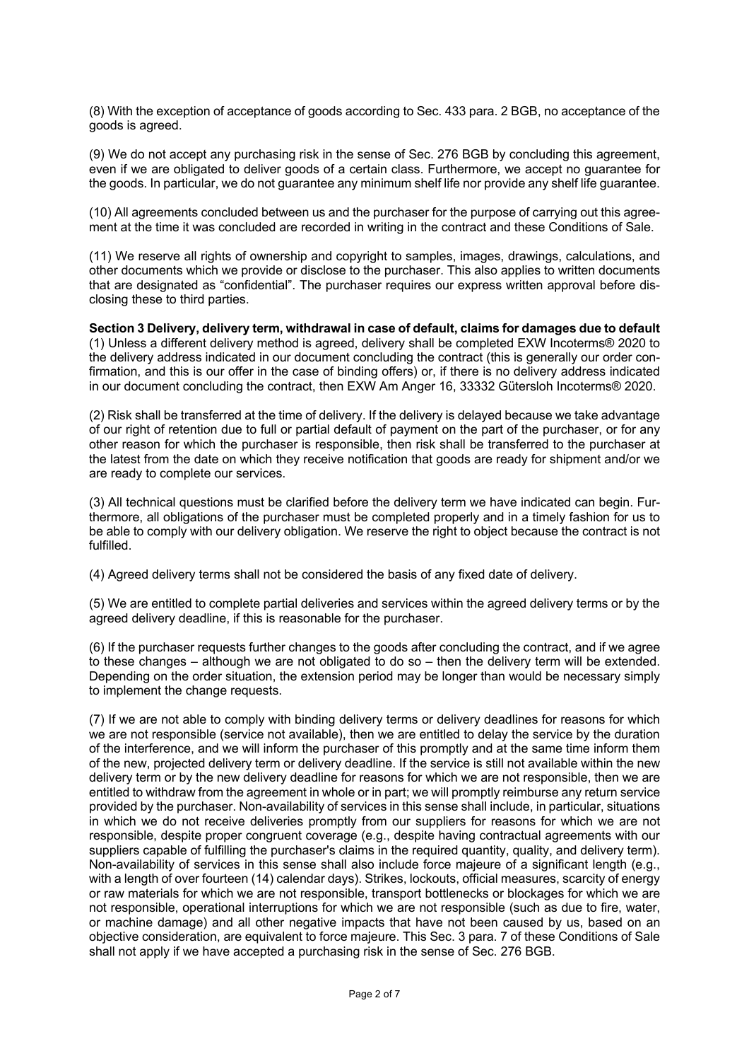(8) With the exception of acceptance of goods according to Sec. 433 para. 2 BGB, no acceptance of the goods is agreed.

(9) We do not accept any purchasing risk in the sense of Sec. 276 BGB by concluding this agreement, even if we are obligated to deliver goods of a certain class. Furthermore, we accept no guarantee for the goods. In particular, we do not guarantee any minimum shelf life nor provide any shelf life guarantee.

(10) All agreements concluded between us and the purchaser for the purpose of carrying out this agreement at the time it was concluded are recorded in writing in the contract and these Conditions of Sale.

(11) We reserve all rights of ownership and copyright to samples, images, drawings, calculations, and other documents which we provide or disclose to the purchaser. This also applies to written documents that are designated as "confidential". The purchaser requires our express written approval before disclosing these to third parties.

**Section 3 Delivery, delivery term, withdrawal in case of default, claims for damages due to default**

(1) Unless a different delivery method is agreed, delivery shall be completed EXW Incoterms® 2020 to the delivery address indicated in our document concluding the contract (this is generally our order confirmation, and this is our offer in the case of binding offers) or, if there is no delivery address indicated in our document concluding the contract, then EXW Am Anger 16, 33332 Gütersloh Incoterms® 2020.

(2) Risk shall be transferred at the time of delivery. If the delivery is delayed because we take advantage of our right of retention due to full or partial default of payment on the part of the purchaser, or for any other reason for which the purchaser is responsible, then risk shall be transferred to the purchaser at the latest from the date on which they receive notification that goods are ready for shipment and/or we are ready to complete our services.

(3) All technical questions must be clarified before the delivery term we have indicated can begin. Furthermore, all obligations of the purchaser must be completed properly and in a timely fashion for us to be able to comply with our delivery obligation. We reserve the right to object because the contract is not fulfilled.

(4) Agreed delivery terms shall not be considered the basis of any fixed date of delivery.

(5) We are entitled to complete partial deliveries and services within the agreed delivery terms or by the agreed delivery deadline, if this is reasonable for the purchaser.

(6) If the purchaser requests further changes to the goods after concluding the contract, and if we agree to these changes – although we are not obligated to do so – then the delivery term will be extended. Depending on the order situation, the extension period may be longer than would be necessary simply to implement the change requests.

(7) If we are not able to comply with binding delivery terms or delivery deadlines for reasons for which we are not responsible (service not available), then we are entitled to delay the service by the duration of the interference, and we will inform the purchaser of this promptly and at the same time inform them of the new, projected delivery term or delivery deadline. If the service is still not available within the new delivery term or by the new delivery deadline for reasons for which we are not responsible, then we are entitled to withdraw from the agreement in whole or in part; we will promptly reimburse any return service provided by the purchaser. Non-availability of services in this sense shall include, in particular, situations in which we do not receive deliveries promptly from our suppliers for reasons for which we are not responsible, despite proper congruent coverage (e.g., despite having contractual agreements with our suppliers capable of fulfilling the purchaser's claims in the required quantity, quality, and delivery term). Non-availability of services in this sense shall also include force majeure of a significant length (e.g., with a length of over fourteen (14) calendar days). Strikes, lockouts, official measures, scarcity of energy or raw materials for which we are not responsible, transport bottlenecks or blockages for which we are not responsible, operational interruptions for which we are not responsible (such as due to fire, water, or machine damage) and all other negative impacts that have not been caused by us, based on an objective consideration, are equivalent to force majeure. This Sec. 3 para. 7 of these Conditions of Sale shall not apply if we have accepted a purchasing risk in the sense of Sec. 276 BGB.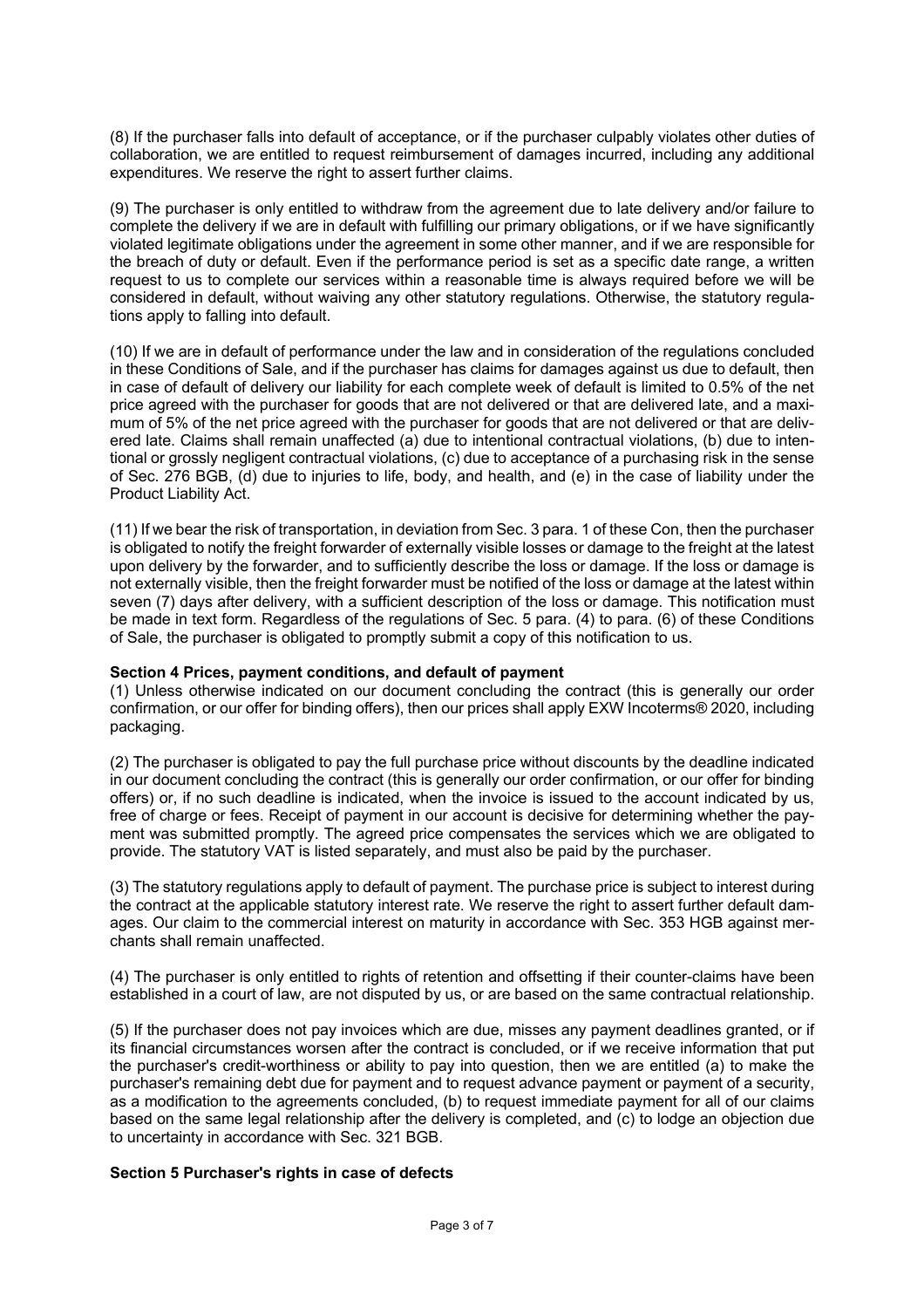(8) If the purchaser falls into default of acceptance, or if the purchaser culpably violates other duties of collaboration, we are entitled to request reimbursement of damages incurred, including any additional expenditures. We reserve the right to assert further claims.

(9) The purchaser is only entitled to withdraw from the agreement due to late delivery and/or failure to complete the delivery if we are in default with fulfilling our primary obligations, or if we have significantly violated legitimate obligations under the agreement in some other manner, and if we are responsible for the breach of duty or default. Even if the performance period is set as a specific date range, a written request to us to complete our services within a reasonable time is always required before we will be considered in default, without waiving any other statutory regulations. Otherwise, the statutory regulations apply to falling into default.

(10) If we are in default of performance under the law and in consideration of the regulations concluded in these Conditions of Sale, and if the purchaser has claims for damages against us due to default, then in case of default of delivery our liability for each complete week of default is limited to 0.5% of the net price agreed with the purchaser for goods that are not delivered or that are delivered late, and a maximum of 5% of the net price agreed with the purchaser for goods that are not delivered or that are delivered late. Claims shall remain unaffected (a) due to intentional contractual violations, (b) due to intentional or grossly negligent contractual violations, (c) due to acceptance of a purchasing risk in the sense of Sec. 276 BGB, (d) due to injuries to life, body, and health, and (e) in the case of liability under the Product Liability Act.

(11) If we bear the risk of transportation, in deviation from Sec. 3 para. 1 of these Con, then the purchaser is obligated to notify the freight forwarder of externally visible losses or damage to the freight at the latest upon delivery by the forwarder, and to sufficiently describe the loss or damage. If the loss or damage is not externally visible, then the freight forwarder must be notified of the loss or damage at the latest within seven (7) days after delivery, with a sufficient description of the loss or damage. This notification must be made in text form. Regardless of the regulations of Sec. 5 para. (4) to para. (6) of these Conditions of Sale, the purchaser is obligated to promptly submit a copy of this notification to us.

**Section 4 Prices, payment conditions, and default of payment**

(1) Unless otherwise indicated on our document concluding the contract (this is generally our order confirmation, or our offer for binding offers), then our prices shall apply EXW Incoterms® 2020, including packaging.

(2) The purchaser is obligated to pay the full purchase price without discounts by the deadline indicated in our document concluding the contract (this is generally our order confirmation, or our offer for binding offers) or, if no such deadline is indicated, when the invoice is issued to the account indicated by us, free of charge or fees. Receipt of payment in our account is decisive for determining whether the payment was submitted promptly. The agreed price compensates the services which we are obligated to provide. The statutory VAT is listed separately, and must also be paid by the purchaser.

(3) The statutory regulations apply to default of payment. The purchase price is subject to interest during the contract at the applicable statutory interest rate. We reserve the right to assert further default damages. Our claim to the commercial interest on maturity in accordance with Sec. 353 HGB against merchants shall remain unaffected.

(4) The purchaser is only entitled to rights of retention and offsetting if their counter-claims have been established in a court of law, are not disputed by us, or are based on the same contractual relationship.

(5) If the purchaser does not pay invoices which are due, misses any payment deadlines granted, or if its financial circumstances worsen after the contract is concluded, or if we receive information that put the purchaser's credit-worthiness or ability to pay into question, then we are entitled (a) to make the purchaser's remaining debt due for payment and to request advance payment or payment of a security, as a modification to the agreements concluded, (b) to request immediate payment for all of our claims based on the same legal relationship after the delivery is completed, and (c) to lodge an objection due to uncertainty in accordance with Sec. 321 BGB.

**Section 5 Purchaser's rights in case of defects**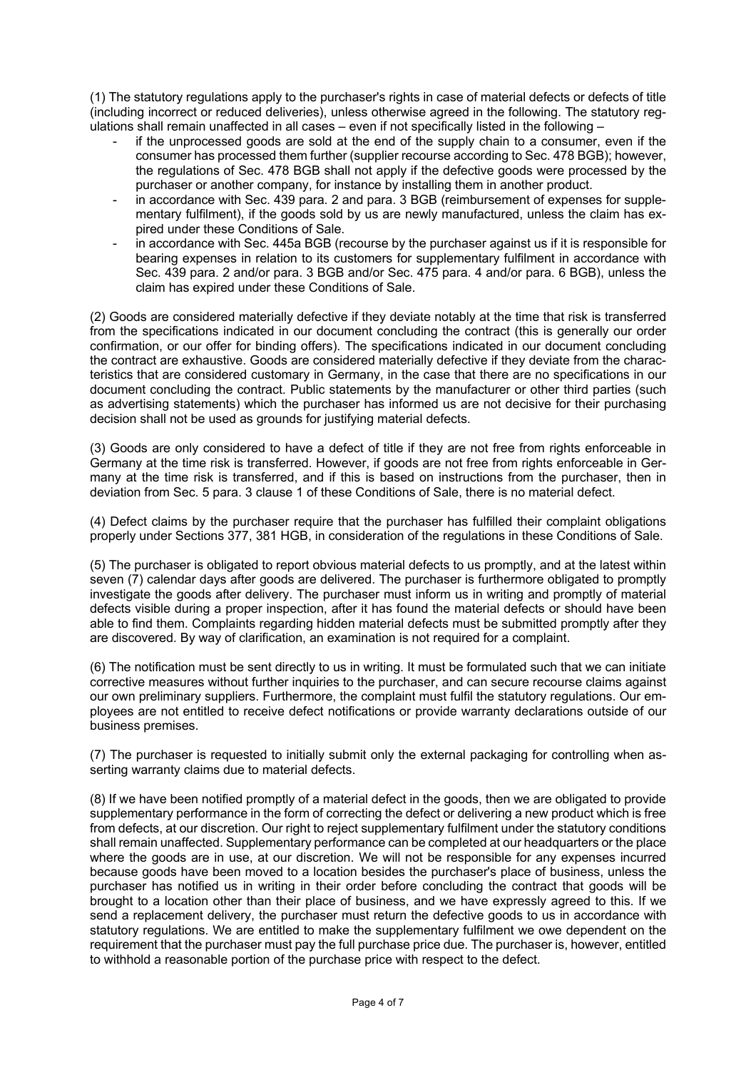(1) The statutory regulations apply to the purchaser's rights in case of material defects or defects of title (including incorrect or reduced deliveries), unless otherwise agreed in the following. The statutory regulations shall remain unaffected in all cases – even if not specifically listed in the following –

- if the unprocessed goods are sold at the end of the supply chain to a consumer, even if the consumer has processed them further (supplier recourse according to Sec. 478 BGB); however, the regulations of Sec. 478 BGB shall not apply if the defective goods were processed by the purchaser or another company, for instance by installing them in another product.
- in accordance with Sec. 439 para. 2 and para. 3 BGB (reimbursement of expenses for supplementary fulfilment), if the goods sold by us are newly manufactured, unless the claim has expired under these Conditions of Sale.
- in accordance with Sec. 445a BGB (recourse by the purchaser against us if it is responsible for bearing expenses in relation to its customers for supplementary fulfilment in accordance with Sec. 439 para. 2 and/or para. 3 BGB and/or Sec. 475 para. 4 and/or para. 6 BGB), unless the claim has expired under these Conditions of Sale.

(2) Goods are considered materially defective if they deviate notably at the time that risk is transferred from the specifications indicated in our document concluding the contract (this is generally our order confirmation, or our offer for binding offers). The specifications indicated in our document concluding the contract are exhaustive. Goods are considered materially defective if they deviate from the characteristics that are considered customary in Germany, in the case that there are no specifications in our document concluding the contract. Public statements by the manufacturer or other third parties (such as advertising statements) which the purchaser has informed us are not decisive for their purchasing decision shall not be used as grounds for justifying material defects.

(3) Goods are only considered to have a defect of title if they are not free from rights enforceable in Germany at the time risk is transferred. However, if goods are not free from rights enforceable in Germany at the time risk is transferred, and if this is based on instructions from the purchaser, then in deviation from Sec. 5 para. 3 clause 1 of these Conditions of Sale, there is no material defect.

(4) Defect claims by the purchaser require that the purchaser has fulfilled their complaint obligations properly under Sections 377, 381 HGB, in consideration of the regulations in these Conditions of Sale.

(5) The purchaser is obligated to report obvious material defects to us promptly, and at the latest within seven (7) calendar days after goods are delivered. The purchaser is furthermore obligated to promptly investigate the goods after delivery. The purchaser must inform us in writing and promptly of material defects visible during a proper inspection, after it has found the material defects or should have been able to find them. Complaints regarding hidden material defects must be submitted promptly after they are discovered. By way of clarification, an examination is not required for a complaint.

(6) The notification must be sent directly to us in writing. It must be formulated such that we can initiate corrective measures without further inquiries to the purchaser, and can secure recourse claims against our own preliminary suppliers. Furthermore, the complaint must fulfil the statutory regulations. Our employees are not entitled to receive defect notifications or provide warranty declarations outside of our business premises.

(7) The purchaser is requested to initially submit only the external packaging for controlling when asserting warranty claims due to material defects.

(8) If we have been notified promptly of a material defect in the goods, then we are obligated to provide supplementary performance in the form of correcting the defect or delivering a new product which is free from defects, at our discretion. Our right to reject supplementary fulfilment under the statutory conditions shall remain unaffected. Supplementary performance can be completed at our headquarters or the place where the goods are in use, at our discretion. We will not be responsible for any expenses incurred because goods have been moved to a location besides the purchaser's place of business, unless the purchaser has notified us in writing in their order before concluding the contract that goods will be brought to a location other than their place of business, and we have expressly agreed to this. If we send a replacement delivery, the purchaser must return the defective goods to us in accordance with statutory regulations. We are entitled to make the supplementary fulfilment we owe dependent on the requirement that the purchaser must pay the full purchase price due. The purchaser is, however, entitled to withhold a reasonable portion of the purchase price with respect to the defect.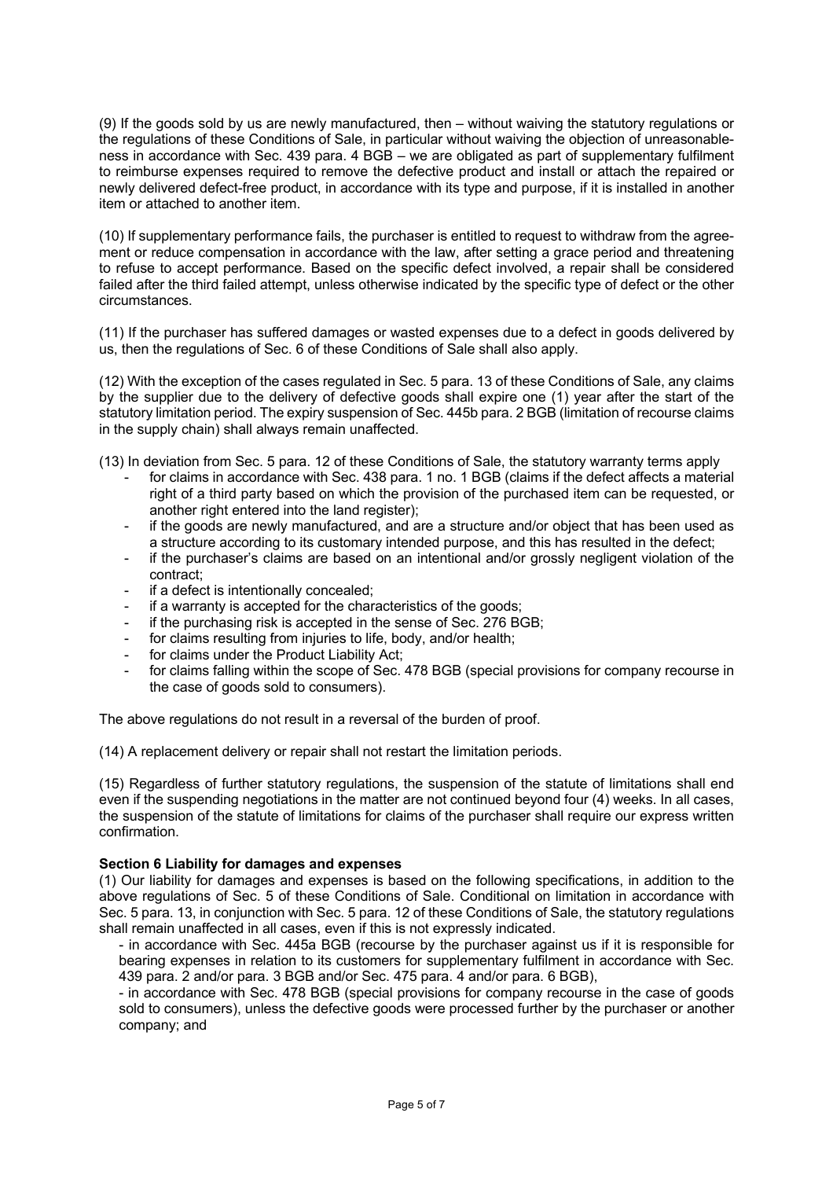(9) If the goods sold by us are newly manufactured, then – without waiving the statutory regulations or the regulations of these Conditions of Sale, in particular without waiving the objection of unreasonableness in accordance with Sec. 439 para. 4 BGB – we are obligated as part of supplementary fulfilment to reimburse expenses required to remove the defective product and install or attach the repaired or newly delivered defect-free product, in accordance with its type and purpose, if it is installed in another item or attached to another item.

(10) If supplementary performance fails, the purchaser is entitled to request to withdraw from the agreement or reduce compensation in accordance with the law, after setting a grace period and threatening to refuse to accept performance. Based on the specific defect involved, a repair shall be considered failed after the third failed attempt, unless otherwise indicated by the specific type of defect or the other circumstances.

(11) If the purchaser has suffered damages or wasted expenses due to a defect in goods delivered by us, then the regulations of Sec. 6 of these Conditions of Sale shall also apply.

(12) With the exception of the cases regulated in Sec. 5 para. 13 of these Conditions of Sale, any claims by the supplier due to the delivery of defective goods shall expire one (1) year after the start of the statutory limitation period. The expiry suspension of Sec. 445b para. 2 BGB (limitation of recourse claims in the supply chain) shall always remain unaffected.

(13) In deviation from Sec. 5 para. 12 of these Conditions of Sale, the statutory warranty terms apply

- for claims in accordance with Sec. 438 para. 1 no. 1 BGB (claims if the defect affects a material right of a third party based on which the provision of the purchased item can be requested, or another right entered into the land register);
- if the goods are newly manufactured, and are a structure and/or object that has been used as a structure according to its customary intended purpose, and this has resulted in the defect;
- if the purchaser's claims are based on an intentional and/or grossly negligent violation of the contract;
- if a defect is intentionally concealed;
- if a warranty is accepted for the characteristics of the goods;
- if the purchasing risk is accepted in the sense of Sec. 276 BGB;
- for claims resulting from injuries to life, body, and/or health;
- for claims under the Product Liability Act;
- for claims falling within the scope of Sec. 478 BGB (special provisions for company recourse in the case of goods sold to consumers).

The above regulations do not result in a reversal of the burden of proof.

(14) A replacement delivery or repair shall not restart the limitation periods.

(15) Regardless of further statutory regulations, the suspension of the statute of limitations shall end even if the suspending negotiations in the matter are not continued beyond four (4) weeks. In all cases, the suspension of the statute of limitations for claims of the purchaser shall require our express written confirmation.

**Section 6 Liability for damages and expenses**

(1) Our liability for damages and expenses is based on the following specifications, in addition to the above regulations of Sec. 5 of these Conditions of Sale. Conditional on limitation in accordance with Sec. 5 para. 13, in conjunction with Sec. 5 para. 12 of these Conditions of Sale, the statutory regulations shall remain unaffected in all cases, even if this is not expressly indicated.

- in accordance with Sec. 445a BGB (recourse by the purchaser against us if it is responsible for bearing expenses in relation to its customers for supplementary fulfilment in accordance with Sec. 439 para. 2 and/or para. 3 BGB and/or Sec. 475 para. 4 and/or para. 6 BGB),
- in accordance with Sec. 478 BGB (special provisions for company recourse in the case of goods sold to consumers), unless the defective goods were processed further by the purchaser or another company; and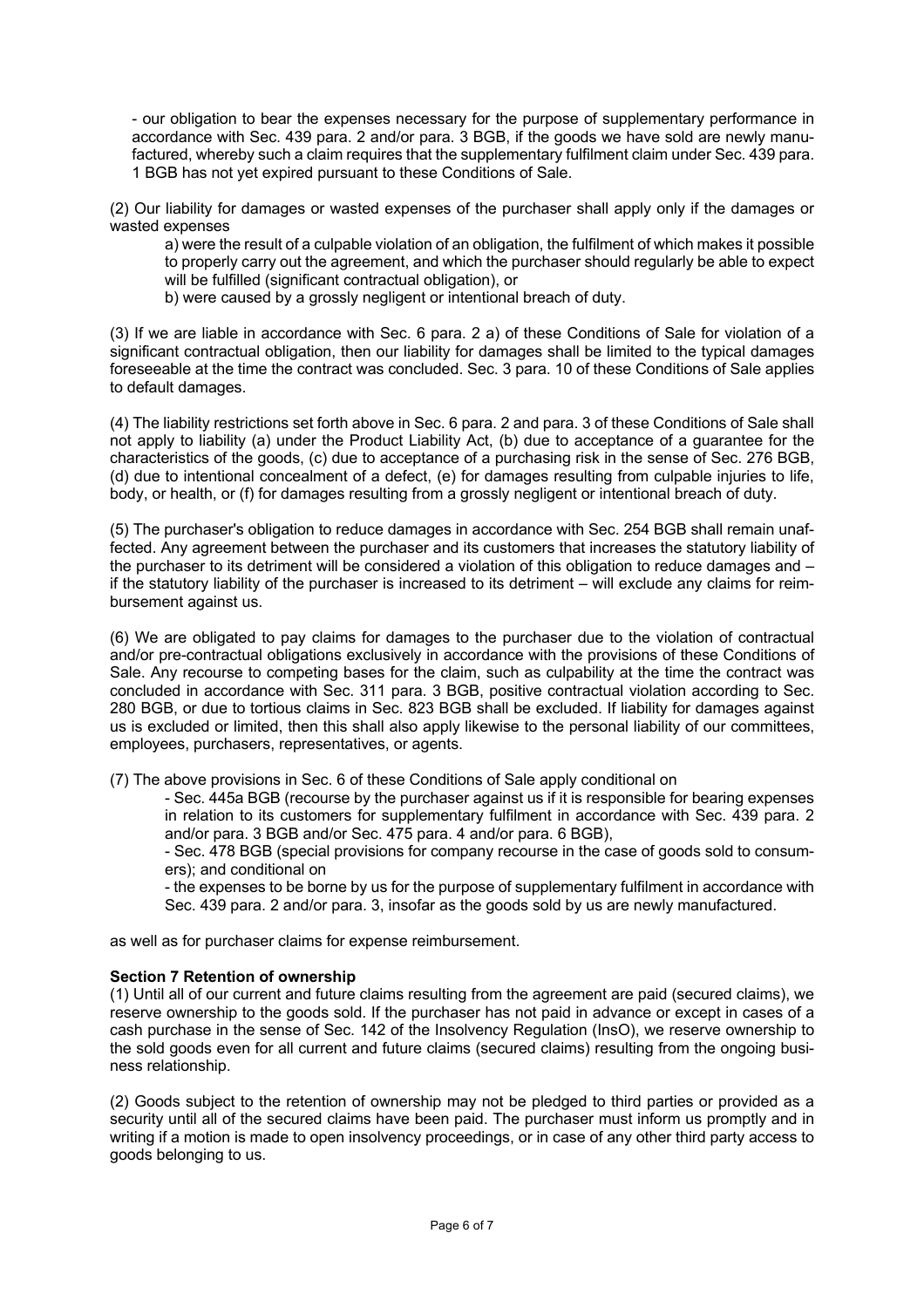- our obligation to bear the expenses necessary for the purpose of supplementary performance in accordance with Sec. 439 para. 2 and/or para. 3 BGB, if the goods we have sold are newly manufactured, whereby such a claim requires that the supplementary fulfilment claim under Sec. 439 para. 1 BGB has not yet expired pursuant to these Conditions of Sale.

(2) Our liability for damages or wasted expenses of the purchaser shall apply only if the damages or wasted expenses

a) were the result of a culpable violation of an obligation, the fulfilment of which makes it possible to properly carry out the agreement, and which the purchaser should regularly be able to expect will be fulfilled (significant contractual obligation), or

b) were caused by a grossly negligent or intentional breach of duty.

(3) If we are liable in accordance with Sec. 6 para. 2 a) of these Conditions of Sale for violation of a significant contractual obligation, then our liability for damages shall be limited to the typical damages foreseeable at the time the contract was concluded. Sec. 3 para. 10 of these Conditions of Sale applies to default damages.

(4) The liability restrictions set forth above in Sec. 6 para. 2 and para. 3 of these Conditions of Sale shall not apply to liability (a) under the Product Liability Act, (b) due to acceptance of a guarantee for the characteristics of the goods, (c) due to acceptance of a purchasing risk in the sense of Sec. 276 BGB, (d) due to intentional concealment of a defect, (e) for damages resulting from culpable injuries to life, body, or health, or (f) for damages resulting from a grossly negligent or intentional breach of duty.

(5) The purchaser's obligation to reduce damages in accordance with Sec. 254 BGB shall remain unaffected. Any agreement between the purchaser and its customers that increases the statutory liability of the purchaser to its detriment will be considered a violation of this obligation to reduce damages and – if the statutory liability of the purchaser is increased to its detriment – will exclude any claims for reimbursement against us.

(6) We are obligated to pay claims for damages to the purchaser due to the violation of contractual and/or pre-contractual obligations exclusively in accordance with the provisions of these Conditions of Sale. Any recourse to competing bases for the claim, such as culpability at the time the contract was concluded in accordance with Sec. 311 para. 3 BGB, positive contractual violation according to Sec. 280 BGB, or due to tortious claims in Sec. 823 BGB shall be excluded. If liability for damages against us is excluded or limited, then this shall also apply likewise to the personal liability of our committees, employees, purchasers, representatives, or agents.

(7) The above provisions in Sec. 6 of these Conditions of Sale apply conditional on

- Sec. 445a BGB (recourse by the purchaser against us if it is responsible for bearing expenses in relation to its customers for supplementary fulfilment in accordance with Sec. 439 para. 2 and/or para. 3 BGB and/or Sec. 475 para. 4 and/or para. 6 BGB),
- Sec. 478 BGB (special provisions for company recourse in the case of goods sold to consumers); and conditional on
- the expenses to be borne by us for the purpose of supplementary fulfilment in accordance with Sec. 439 para. 2 and/or para. 3, insofar as the goods sold by us are newly manufactured.

as well as for purchaser claims for expense reimbursement.

**Section 7 Retention of ownership**

(1) Until all of our current and future claims resulting from the agreement are paid (secured claims), we reserve ownership to the goods sold. If the purchaser has not paid in advance or except in cases of a cash purchase in the sense of Sec. 142 of the Insolvency Regulation (InsO), we reserve ownership to the sold goods even for all current and future claims (secured claims) resulting from the ongoing business relationship.

(2) Goods subject to the retention of ownership may not be pledged to third parties or provided as a security until all of the secured claims have been paid. The purchaser must inform us promptly and in writing if a motion is made to open insolvency proceedings, or in case of any other third party access to goods belonging to us.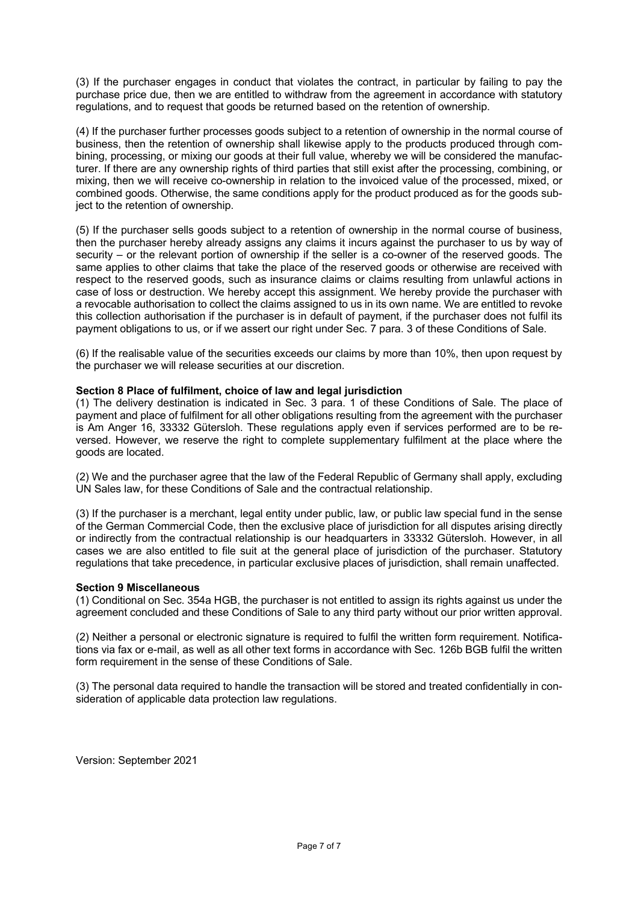(3) If the purchaser engages in conduct that violates the contract, in particular by failing to pay the purchase price due, then we are entitled to withdraw from the agreement in accordance with statutory regulations, and to request that goods be returned based on the retention of ownership.

(4) If the purchaser further processes goods subject to a retention of ownership in the normal course of business, then the retention of ownership shall likewise apply to the products produced through combining, processing, or mixing our goods at their full value, whereby we will be considered the manufacturer. If there are any ownership rights of third parties that still exist after the processing, combining, or mixing, then we will receive co-ownership in relation to the invoiced value of the processed, mixed, or combined goods. Otherwise, the same conditions apply for the product produced as for the goods subject to the retention of ownership.

(5) If the purchaser sells goods subject to a retention of ownership in the normal course of business, then the purchaser hereby already assigns any claims it incurs against the purchaser to us by way of security – or the relevant portion of ownership if the seller is a co-owner of the reserved goods. The same applies to other claims that take the place of the reserved goods or otherwise are received with respect to the reserved goods, such as insurance claims or claims resulting from unlawful actions in case of loss or destruction. We hereby accept this assignment. We hereby provide the purchaser with a revocable authorisation to collect the claims assigned to us in its own name. We are entitled to revoke this collection authorisation if the purchaser is in default of payment, if the purchaser does not fulfil its payment obligations to us, or if we assert our right under Sec. 7 para. 3 of these Conditions of Sale.

(6) If the realisable value of the securities exceeds our claims by more than 10%, then upon request by the purchaser we will release securities at our discretion.

**Section 8 Place of fulfilment, choice of law and legal jurisdiction**

(1) The delivery destination is indicated in Sec. 3 para. 1 of these Conditions of Sale. The place of payment and place of fulfilment for all other obligations resulting from the agreement with the purchaser is Am Anger 16, 33332 Gütersloh. These regulations apply even if services performed are to be reversed. However, we reserve the right to complete supplementary fulfilment at the place where the goods are located.

(2) We and the purchaser agree that the law of the Federal Republic of Germany shall apply, excluding UN Sales law, for these Conditions of Sale and the contractual relationship.

(3) If the purchaser is a merchant, legal entity under public, law, or public law special fund in the sense of the German Commercial Code, then the exclusive place of jurisdiction for all disputes arising directly or indirectly from the contractual relationship is our headquarters in 33332 Gütersloh. However, in all cases we are also entitled to file suit at the general place of jurisdiction of the purchaser. Statutory regulations that take precedence, in particular exclusive places of jurisdiction, shall remain unaffected.

**Section 9 Miscellaneous**

(1) Conditional on Sec. 354a HGB, the purchaser is not entitled to assign its rights against us under the agreement concluded and these Conditions of Sale to any third party without our prior written approval.

(2) Neither a personal or electronic signature is required to fulfil the written form requirement. Notifications via fax or e-mail, as well as all other text forms in accordance with Sec. 126b BGB fulfil the written form requirement in the sense of these Conditions of Sale.

(3) The personal data required to handle the transaction will be stored and treated confidentially in consideration of applicable data protection law regulations.

Version: September 2021